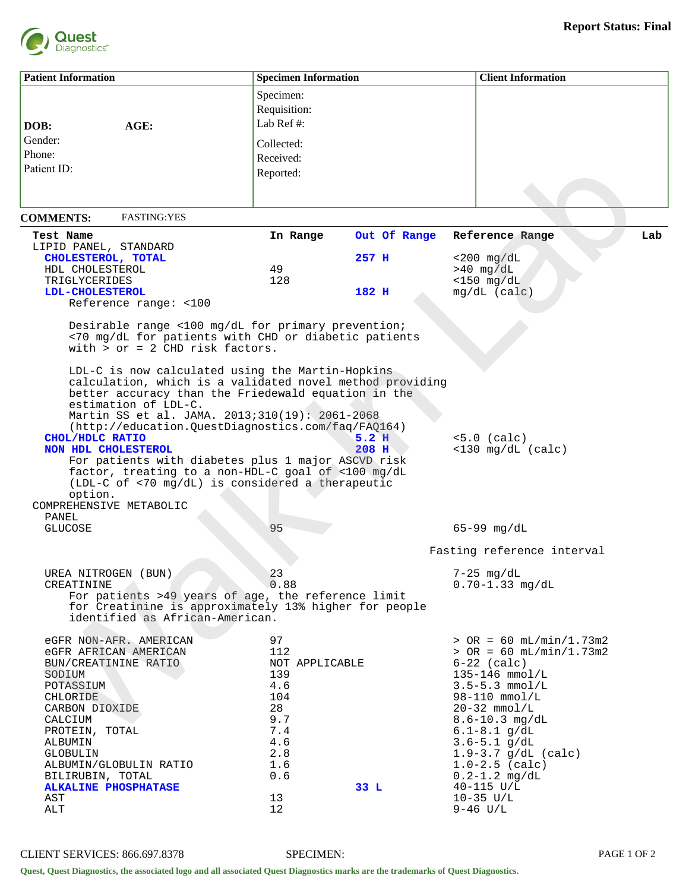**Report Status: Final**

| Patient Information | Specimen Information | Client Information |
|---|---|---|
| DOB: AGE:<br>Gender:<br>Phone:<br>Patient ID: | Specimen:<br>Requisition:<br>Lab Ref #:<br>Collected:<br>Received:<br>Reported: | |

**COMMENTS:** FASTING:YES

| Test Name | In Range | Out Of Range | Reference Range | Lab |
|---|---|---|---|---|
| LIPID PANEL, STANDARD | | | | |
| **CHOLESTEROL, TOTAL** | | **257 H** | <200 mg/dL | |
| HDL CHOLESTEROL | 49 | | >40 mg/dL | |
| TRIGLYCERIDES | 128 | | <150 mg/dL | |
| **LDL-CHOLESTEROL** | | **182 H** | mg/dL (calc) | |

Reference range: <100

Desirable range <100 mg/dL for primary prevention; <70 mg/dL for patients with CHD or diabetic patients with > or = 2 CHD risk factors.

LDL-C is now calculated using the Martin-Hopkins calculation, which is a validated novel method providing better accuracy than the Friedewald equation in the estimation of LDL-C.
Martin SS et al. JAMA. 2013;310(19): 2061-2068
(http://education.QuestDiagnostics.com/faq/FAQ164)

| Test Name | In Range | Out Of Range | Reference Range | Lab |
|---|---|---|---|---|
| **CHOL/HDLC RATIO** | | **5.2 H** | <5.0 (calc) | |
| **NON HDL CHOLESTEROL** | | **208 H** | <130 mg/dL (calc) | |

For patients with diabetes plus 1 major ASCVD risk factor, treating to a non-HDL-C goal of <100 mg/dL (LDL-C of <70 mg/dL) is considered a therapeutic option.

| Test Name | In Range | Out Of Range | Reference Range | Lab |
|---|---|---|---|---|
| COMPREHENSIVE METABOLIC PANEL | | | | |
| GLUCOSE | 95 | | 65-99 mg/dL<br>Fasting reference interval | |
| UREA NITROGEN (BUN) | 23 | | 7-25 mg/dL | |
| CREATININE | 0.88 | | 0.70-1.33 mg/dL | |

For patients >49 years of age, the reference limit for Creatinine is approximately 13% higher for people identified as African-American.

| Test Name | In Range | Out Of Range | Reference Range | Lab |
|---|---|---|---|---|
| eGFR NON-AFR. AMERICAN | 97 | | > OR = 60 mL/min/1.73m2 | |
| eGFR AFRICAN AMERICAN | 112 | | > OR = 60 mL/min/1.73m2 | |
| BUN/CREATININE RATIO | NOT APPLICABLE | | 6-22 (calc) | |
| SODIUM | 139 | | 135-146 mmol/L | |
| POTASSIUM | 4.6 | | 3.5-5.3 mmol/L | |
| CHLORIDE | 104 | | 98-110 mmol/L | |
| CARBON DIOXIDE | 28 | | 20-32 mmol/L | |
| CALCIUM | 9.7 | | 8.6-10.3 mg/dL | |
| PROTEIN, TOTAL | 7.4 | | 6.1-8.1 g/dL | |
| ALBUMIN | 4.6 | | 3.6-5.1 g/dL | |
| GLOBULIN | 2.8 | | 1.9-3.7 g/dL (calc) | |
| ALBUMIN/GLOBULIN RATIO | 1.6 | | 1.0-2.5 (calc) | |
| BILIRUBIN, TOTAL | 0.6 | | 0.2-1.2 mg/dL | |
| **ALKALINE PHOSPHATASE** | | **33 L** | 40-115 U/L | |
| AST | 13 | | 10-35 U/L | |
| ALT | 12 | | 9-46 U/L | |

CLIENT SERVICES: 866.697.8378 SPECIMEN:

Quest, Quest Diagnostics, the associated logo and all associated Quest Diagnostics marks are the trademarks of Quest Diagnostics.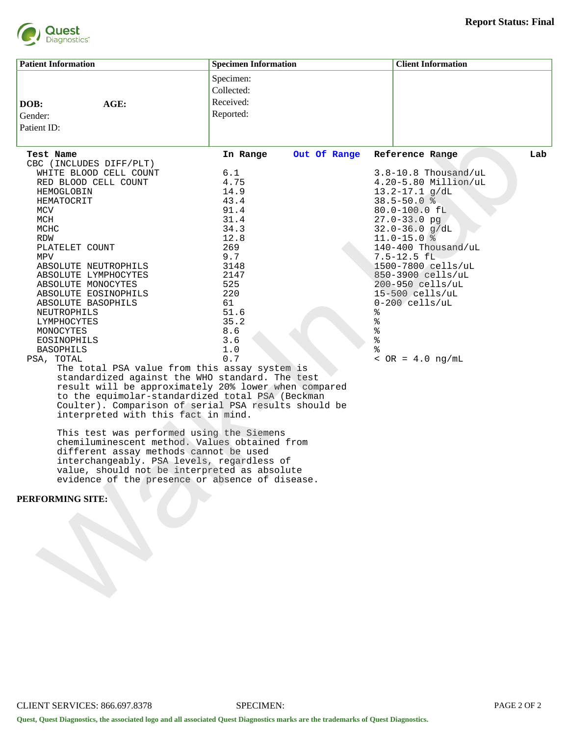**Report Status: Final**

| Patient Information | Specimen Information | Client Information |
|---|---|---|
| **DOB:** **AGE:**<br>Gender:<br>Patient ID: | Specimen:<br>Collected:<br>Received:<br>Reported: | |

| Test Name | In Range | Out Of Range | Reference Range | Lab |
|---|---|---|---|---|
| CBC (INCLUDES DIFF/PLT) | | | | |
| WHITE BLOOD CELL COUNT | 6.1 | | 3.8-10.8 Thousand/uL | |
| RED BLOOD CELL COUNT | 4.75 | | 4.20-5.80 Million/uL | |
| HEMOGLOBIN | 14.9 | | 13.2-17.1 g/dL | |
| HEMATOCRIT | 43.4 | | 38.5-50.0 % | |
| MCV | 91.4 | | 80.0-100.0 fL | |
| MCH | 31.4 | | 27.0-33.0 pg | |
| MCHC | 34.3 | | 32.0-36.0 g/dL | |
| RDW | 12.8 | | 11.0-15.0 % | |
| PLATELET COUNT | 269 | | 140-400 Thousand/uL | |
| MPV | 9.7 | | 7.5-12.5 fL | |
| ABSOLUTE NEUTROPHILS | 3148 | | 1500-7800 cells/uL | |
| ABSOLUTE LYMPHOCYTES | 2147 | | 850-3900 cells/uL | |
| ABSOLUTE MONOCYTES | 525 | | 200-950 cells/uL | |
| ABSOLUTE EOSINOPHILS | 220 | | 15-500 cells/uL | |
| ABSOLUTE BASOPHILS | 61 | | 0-200 cells/uL | |
| NEUTROPHILS | 51.6 | | % | |
| LYMPHOCYTES | 35.2 | | % | |
| MONOCYTES | 8.6 | | % | |
| EOSINOPHILS | 3.6 | | % | |
| BASOPHILS | 1.0 | | % | |
| PSA, TOTAL | 0.7 | | < OR = 4.0 ng/mL | |

The total PSA value from this assay system is standardized against the WHO standard. The test result will be approximately 20% lower when compared to the equimolar-standardized total PSA (Beckman Coulter). Comparison of serial PSA results should be interpreted with this fact in mind.

This test was performed using the Siemens chemiluminescent method. Values obtained from different assay methods cannot be used interchangeably. PSA levels, regardless of value, should not be interpreted as absolute evidence of the presence or absence of disease.

**PERFORMING SITE:**

CLIENT SERVICES: 866.697.8378 SPECIMEN:

**Quest, Quest Diagnostics, the associated logo and all associated Quest Diagnostics marks are the trademarks of Quest Diagnostics.**